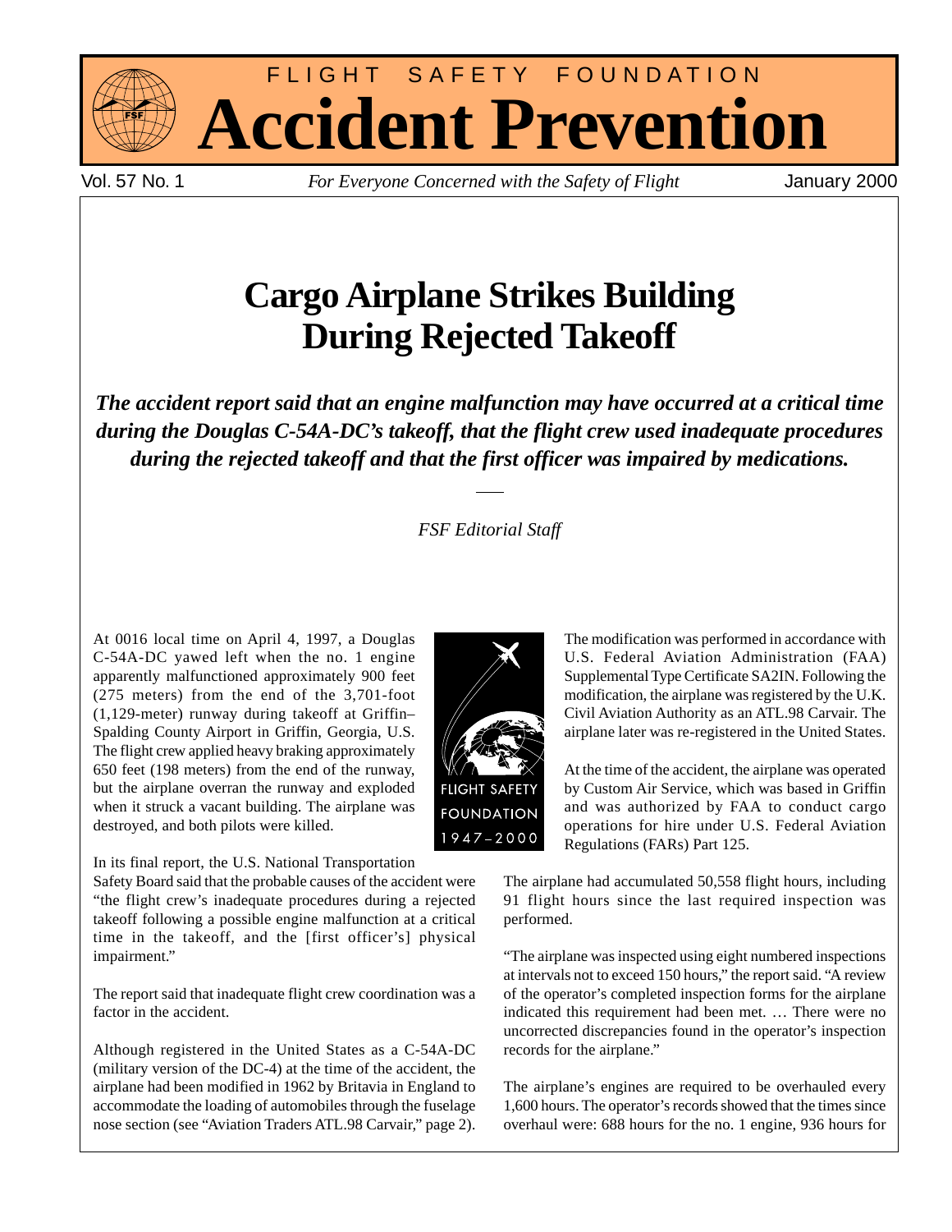FLIGHT SAFETY FOUNDATION

# Accident Prevention

Vol. 57 No. 1 — *For Everyone Concerned with the Safety of Flight* — January 2000

## Cargo Airplane Strikes Building During Rejected Takeoff

***The accident report said that an engine malfunction may have occurred at a critical time during the Douglas C-54A-DC's takeoff, that the flight crew used inadequate procedures during the rejected takeoff and that the first officer was impaired by medications.***

*FSF Editorial Staff*

At 0016 local time on April 4, 1997, a Douglas C-54A-DC yawed left when the no. 1 engine apparently malfunctioned approximately 900 feet (275 meters) from the end of the 3,701-foot (1,129-meter) runway during takeoff at Griffin–Spalding County Airport in Griffin, Georgia, U.S. The flight crew applied heavy braking approximately 650 feet (198 meters) from the end of the runway, but the airplane overran the runway and exploded when it struck a vacant building. The airplane was destroyed, and both pilots were killed.

In its final report, the U.S. National Transportation Safety Board said that the probable causes of the accident were "the flight crew's inadequate procedures during a rejected takeoff following a possible engine malfunction at a critical time in the takeoff, and the [first officer's] physical impairment."

The report said that inadequate flight crew coordination was a factor in the accident.

Although registered in the United States as a C-54A-DC (military version of the DC-4) at the time of the accident, the airplane had been modified in 1962 by Britavia in England to accommodate the loading of automobiles through the fuselage nose section (see "Aviation Traders ATL.98 Carvair," page 2). The modification was performed in accordance with U.S. Federal Aviation Administration (FAA) Supplemental Type Certificate SA2IN. Following the modification, the airplane was registered by the U.K. Civil Aviation Authority as an ATL.98 Carvair. The airplane later was re-registered in the United States.

At the time of the accident, the airplane was operated by Custom Air Service, which was based in Griffin and was authorized by FAA to conduct cargo operations for hire under U.S. Federal Aviation Regulations (FARs) Part 125.

The airplane had accumulated 50,558 flight hours, including 91 flight hours since the last required inspection was performed.

"The airplane was inspected using eight numbered inspections at intervals not to exceed 150 hours," the report said. "A review of the operator's completed inspection forms for the airplane indicated this requirement had been met. … There were no uncorrected discrepancies found in the operator's inspection records for the airplane."

The airplane's engines are required to be overhauled every 1,600 hours. The operator's records showed that the times since overhaul were: 688 hours for the no. 1 engine, 936 hours for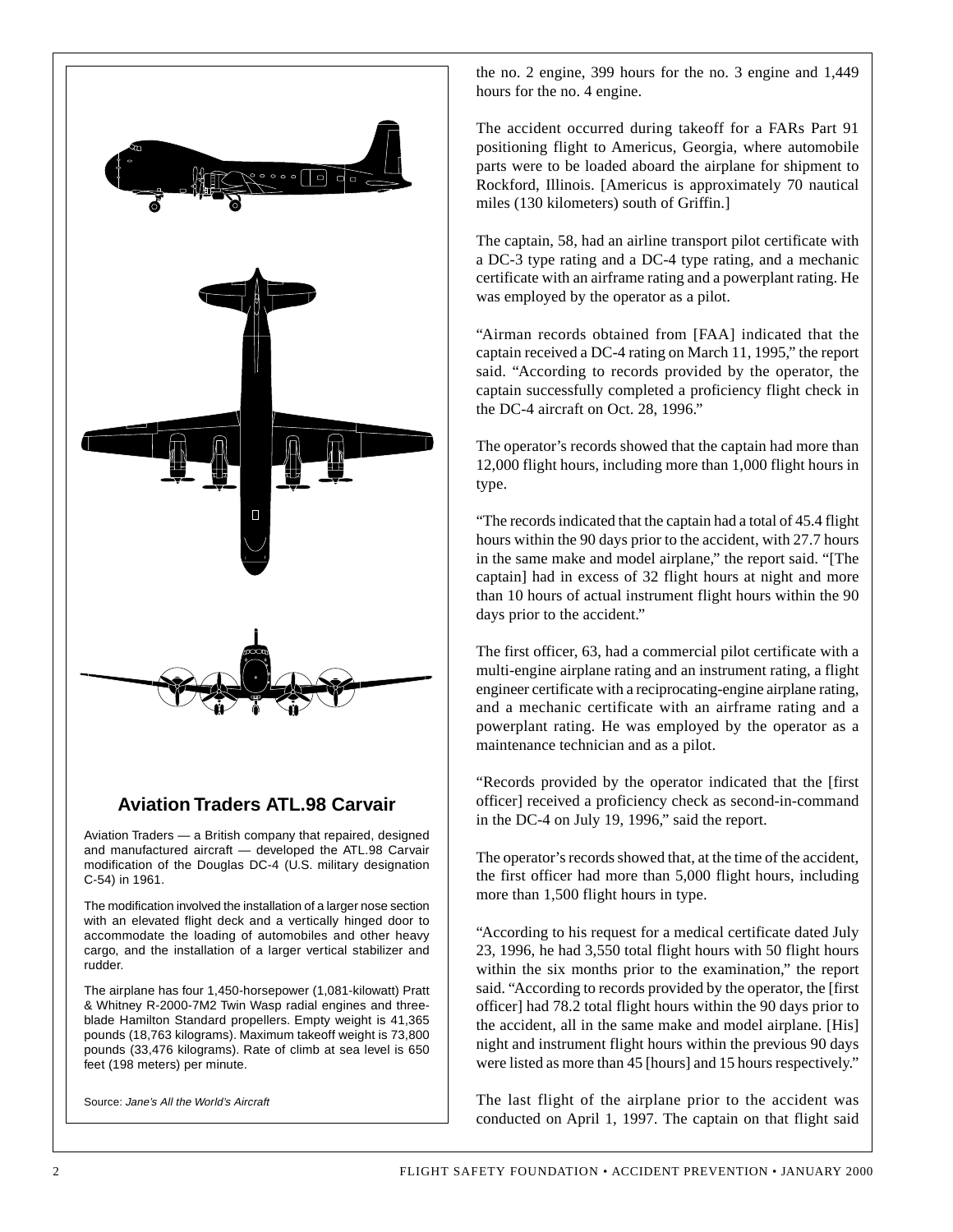## Aviation Traders ATL.98 Carvair

Aviation Traders — a British company that repaired, designed and manufactured aircraft — developed the ATL.98 Carvair modification of the Douglas DC-4 (U.S. military designation C-54) in 1961.

The modification involved the installation of a larger nose section with an elevated flight deck and a vertically hinged door to accommodate the loading of automobiles and other heavy cargo, and the installation of a larger vertical stabilizer and rudder.

The airplane has four 1,450-horsepower (1,081-kilowatt) Pratt & Whitney R-2000-7M2 Twin Wasp radial engines and three-blade Hamilton Standard propellers. Empty weight is 41,365 pounds (18,763 kilograms). Maximum takeoff weight is 73,800 pounds (33,476 kilograms). Rate of climb at sea level is 650 feet (198 meters) per minute.

Source: *Jane's All the World's Aircraft*

the no. 2 engine, 399 hours for the no. 3 engine and 1,449 hours for the no. 4 engine.

The accident occurred during takeoff for a FARs Part 91 positioning flight to Americus, Georgia, where automobile parts were to be loaded aboard the airplane for shipment to Rockford, Illinois. [Americus is approximately 70 nautical miles (130 kilometers) south of Griffin.]

The captain, 58, had an airline transport pilot certificate with a DC-3 type rating and a DC-4 type rating, and a mechanic certificate with an airframe rating and a powerplant rating. He was employed by the operator as a pilot.

"Airman records obtained from [FAA] indicated that the captain received a DC-4 rating on March 11, 1995," the report said. "According to records provided by the operator, the captain successfully completed a proficiency flight check in the DC-4 aircraft on Oct. 28, 1996."

The operator's records showed that the captain had more than 12,000 flight hours, including more than 1,000 flight hours in type.

"The records indicated that the captain had a total of 45.4 flight hours within the 90 days prior to the accident, with 27.7 hours in the same make and model airplane," the report said. "[The captain] had in excess of 32 flight hours at night and more than 10 hours of actual instrument flight hours within the 90 days prior to the accident."

The first officer, 63, had a commercial pilot certificate with a multi-engine airplane rating and an instrument rating, a flight engineer certificate with a reciprocating-engine airplane rating, and a mechanic certificate with an airframe rating and a powerplant rating. He was employed by the operator as a maintenance technician and as a pilot.

"Records provided by the operator indicated that the [first officer] received a proficiency check as second-in-command in the DC-4 on July 19, 1996," said the report.

The operator's records showed that, at the time of the accident, the first officer had more than 5,000 flight hours, including more than 1,500 flight hours in type.

"According to his request for a medical certificate dated July 23, 1996, he had 3,550 total flight hours with 50 flight hours within the six months prior to the examination," the report said. "According to records provided by the operator, the [first officer] had 78.2 total flight hours within the 90 days prior to the accident, all in the same make and model airplane. [His] night and instrument flight hours within the previous 90 days were listed as more than 45 [hours] and 15 hours respectively."

The last flight of the airplane prior to the accident was conducted on April 1, 1997. The captain on that flight said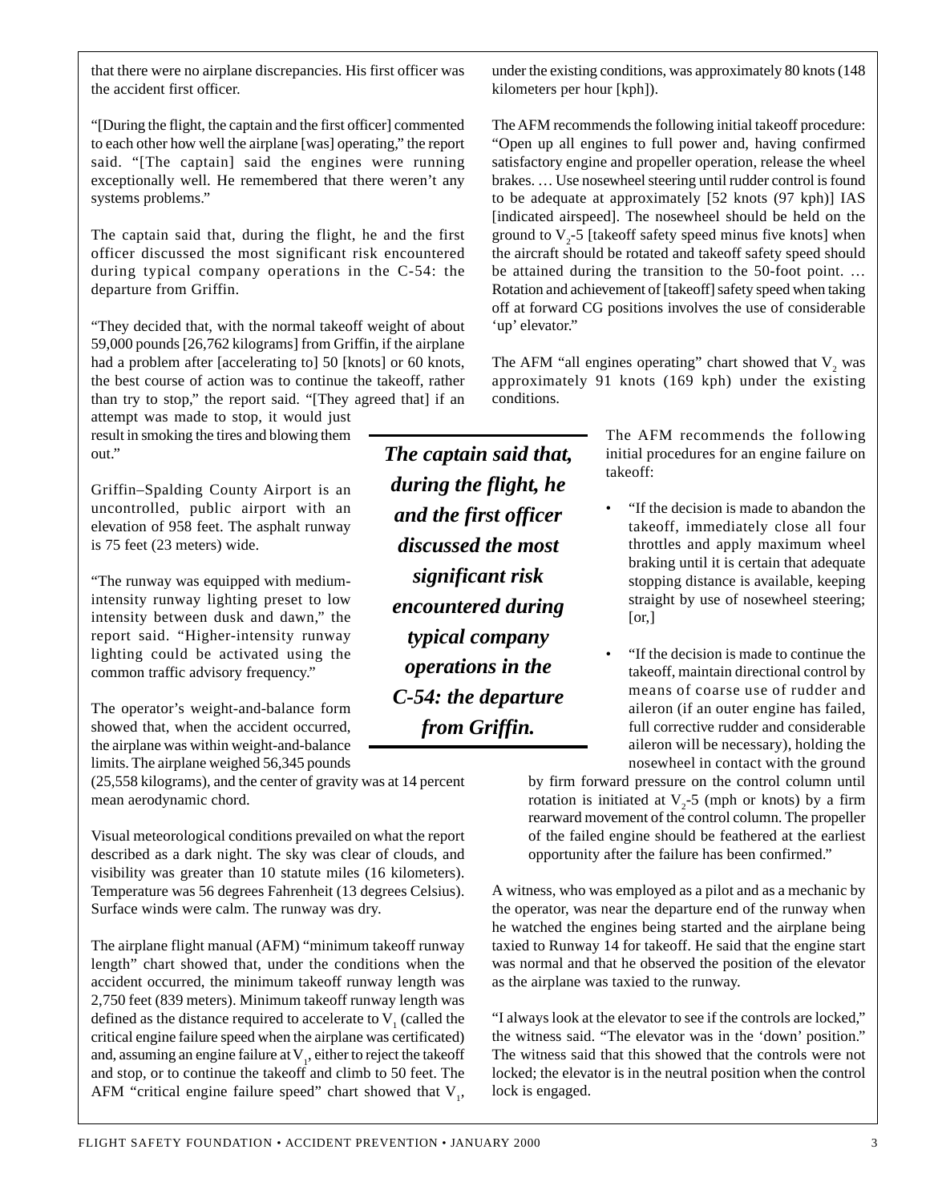that there were no airplane discrepancies. His first officer was the accident first officer.

"[During the flight, the captain and the first officer] commented to each other how well the airplane [was] operating," the report said. "[The captain] said the engines were running exceptionally well. He remembered that there weren't any systems problems."

The captain said that, during the flight, he and the first officer discussed the most significant risk encountered during typical company operations in the C-54: the departure from Griffin.

"They decided that, with the normal takeoff weight of about 59,000 pounds [26,762 kilograms] from Griffin, if the airplane had a problem after [accelerating to] 50 [knots] or 60 knots, the best course of action was to continue the takeoff, rather than try to stop," the report said. "[They agreed that] if an attempt was made to stop, it would just result in smoking the tires and blowing them out."

Griffin–Spalding County Airport is an uncontrolled, public airport with an elevation of 958 feet. The asphalt runway is 75 feet (23 meters) wide.

"The runway was equipped with medium-intensity runway lighting preset to low intensity between dusk and dawn," the report said. "Higher-intensity runway lighting could be activated using the common traffic advisory frequency."

The operator's weight-and-balance form showed that, when the accident occurred, the airplane was within weight-and-balance limits. The airplane weighed 56,345 pounds (25,558 kilograms), and the center of gravity was at 14 percent mean aerodynamic chord.

Visual meteorological conditions prevailed on what the report described as a dark night. The sky was clear of clouds, and visibility was greater than 10 statute miles (16 kilometers). Temperature was 56 degrees Fahrenheit (13 degrees Celsius). Surface winds were calm. The runway was dry.

The airplane flight manual (AFM) "minimum takeoff runway length" chart showed that, under the conditions when the accident occurred, the minimum takeoff runway length was 2,750 feet (839 meters). Minimum takeoff runway length was defined as the distance required to accelerate to $V_1$ (called the critical engine failure speed when the airplane was certificated) and, assuming an engine failure at $V_1$, either to reject the takeoff and stop, or to continue the takeoff and climb to 50 feet. The AFM "critical engine failure speed" chart showed that $V_1$, under the existing conditions, was approximately 80 knots (148 kilometers per hour [kph]).

The AFM recommends the following initial takeoff procedure: "Open up all engines to full power and, having confirmed satisfactory engine and propeller operation, release the wheel brakes. … Use nosewheel steering until rudder control is found to be adequate at approximately [52 knots (97 kph)] IAS [indicated airspeed]. The nosewheel should be held on the ground to $V_2$-5 [takeoff safety speed minus five knots] when the aircraft should be rotated and takeoff safety speed should be attained during the transition to the 50-foot point. … Rotation and achievement of [takeoff] safety speed when taking off at forward CG positions involves the use of considerable 'up' elevator."

The AFM "all engines operating" chart showed that $V_2$ was approximately 91 knots (169 kph) under the existing conditions.

***The captain said that, during the flight, he and the first officer discussed the most significant risk encountered during typical company operations in the C-54: the departure from Griffin.***

The AFM recommends the following initial procedures for an engine failure on takeoff:

- "If the decision is made to abandon the takeoff, immediately close all four throttles and apply maximum wheel braking until it is certain that adequate stopping distance is available, keeping straight by use of nosewheel steering; [or,]
- "If the decision is made to continue the takeoff, maintain directional control by means of coarse use of rudder and aileron (if an outer engine has failed, full corrective rudder and considerable aileron will be necessary), holding the nosewheel in contact with the ground by firm forward pressure on the control column until rotation is initiated at $V_2$-5 (mph or knots) by a firm rearward movement of the control column. The propeller of the failed engine should be feathered at the earliest opportunity after the failure has been confirmed."

A witness, who was employed as a pilot and as a mechanic by the operator, was near the departure end of the runway when he watched the engines being started and the airplane being taxied to Runway 14 for takeoff. He said that the engine start was normal and that he observed the position of the elevator as the airplane was taxied to the runway.

"I always look at the elevator to see if the controls are locked," the witness said. "The elevator was in the 'down' position." The witness said that this showed that the controls were not locked; the elevator is in the neutral position when the control lock is engaged.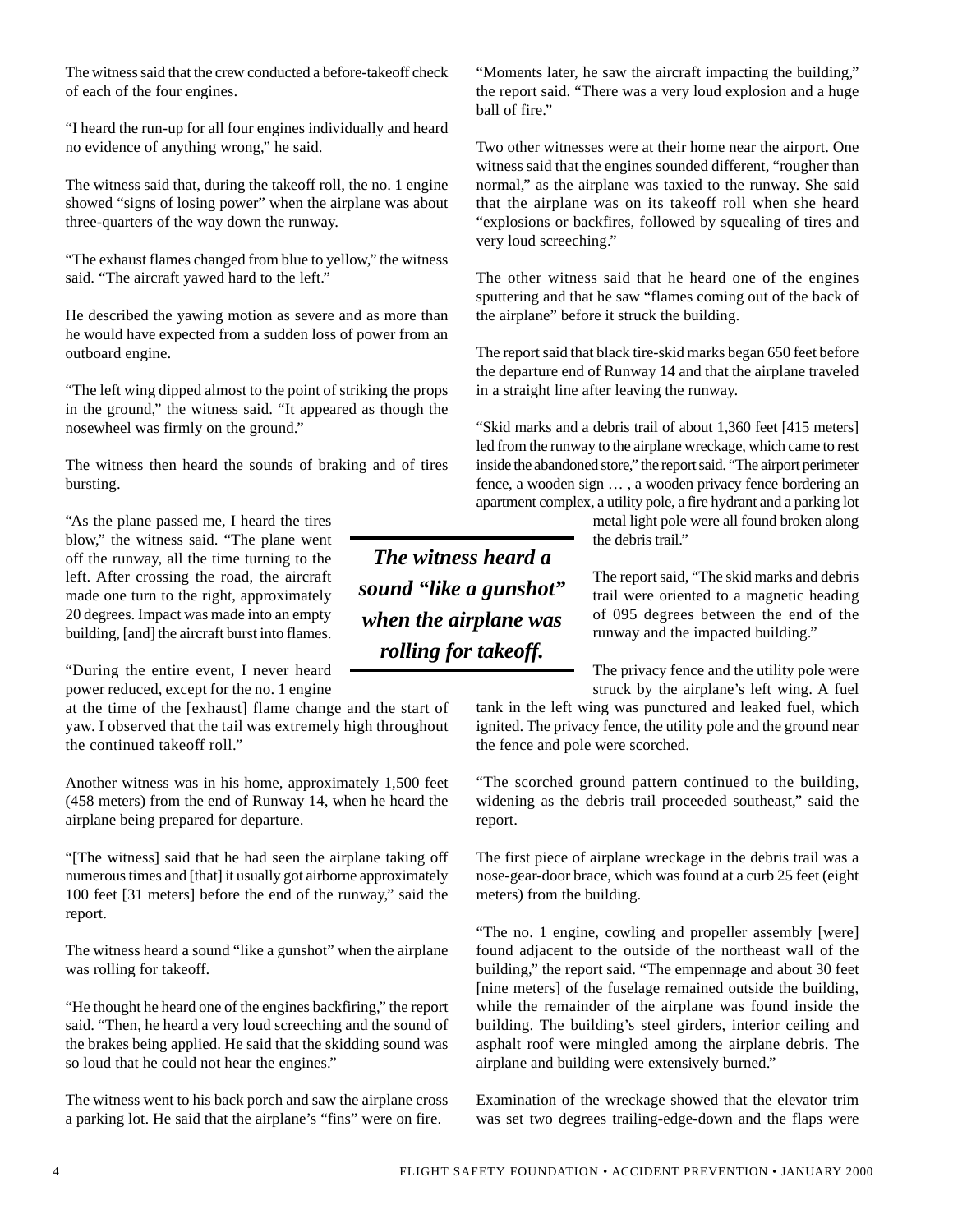The witness said that the crew conducted a before-takeoff check of each of the four engines.

"I heard the run-up for all four engines individually and heard no evidence of anything wrong," he said.

The witness said that, during the takeoff roll, the no. 1 engine showed "signs of losing power" when the airplane was about three-quarters of the way down the runway.

"The exhaust flames changed from blue to yellow," the witness said. "The aircraft yawed hard to the left."

He described the yawing motion as severe and as more than he would have expected from a sudden loss of power from an outboard engine.

"The left wing dipped almost to the point of striking the props in the ground," the witness said. "It appeared as though the nosewheel was firmly on the ground."

The witness then heard the sounds of braking and of tires bursting.

"As the plane passed me, I heard the tires blow," the witness said. "The plane went off the runway, all the time turning to the left. After crossing the road, the aircraft made one turn to the right, approximately 20 degrees. Impact was made into an empty building, [and] the aircraft burst into flames.

"During the entire event, I never heard power reduced, except for the no. 1 engine at the time of the [exhaust] flame change and the start of yaw. I observed that the tail was extremely high throughout the continued takeoff roll."

Another witness was in his home, approximately 1,500 feet (458 meters) from the end of Runway 14, when he heard the airplane being prepared for departure.

"[The witness] said that he had seen the airplane taking off numerous times and [that] it usually got airborne approximately 100 feet [31 meters] before the end of the runway," said the report.

The witness heard a sound "like a gunshot" when the airplane was rolling for takeoff.

"He thought he heard one of the engines backfiring," the report said. "Then, he heard a very loud screeching and the sound of the brakes being applied. He said that the skidding sound was so loud that he could not hear the engines."

The witness went to his back porch and saw the airplane cross a parking lot. He said that the airplane's "fins" were on fire.

"Moments later, he saw the aircraft impacting the building," the report said. "There was a very loud explosion and a huge ball of fire."

Two other witnesses were at their home near the airport. One witness said that the engines sounded different, "rougher than normal," as the airplane was taxied to the runway. She said that the airplane was on its takeoff roll when she heard "explosions or backfires, followed by squealing of tires and very loud screeching."

The other witness said that he heard one of the engines sputtering and that he saw "flames coming out of the back of the airplane" before it struck the building.

The report said that black tire-skid marks began 650 feet before the departure end of Runway 14 and that the airplane traveled in a straight line after leaving the runway.

"Skid marks and a debris trail of about 1,360 feet [415 meters] led from the runway to the airplane wreckage, which came to rest inside the abandoned store," the report said. "The airport perimeter fence, a wooden sign … , a wooden privacy fence bordering an apartment complex, a utility pole, a fire hydrant and a parking lot metal light pole were all found broken along the debris trail."

***The witness heard a sound "like a gunshot" when the airplane was rolling for takeoff.***

The report said, "The skid marks and debris trail were oriented to a magnetic heading of 095 degrees between the end of the runway and the impacted building."

The privacy fence and the utility pole were struck by the airplane's left wing. A fuel tank in the left wing was punctured and leaked fuel, which ignited. The privacy fence, the utility pole and the ground near the fence and pole were scorched.

"The scorched ground pattern continued to the building, widening as the debris trail proceeded southeast," said the report.

The first piece of airplane wreckage in the debris trail was a nose-gear-door brace, which was found at a curb 25 feet (eight meters) from the building.

"The no. 1 engine, cowling and propeller assembly [were] found adjacent to the outside of the northeast wall of the building," the report said. "The empennage and about 30 feet [nine meters] of the fuselage remained outside the building, while the remainder of the airplane was found inside the building. The building's steel girders, interior ceiling and asphalt roof were mingled among the airplane debris. The airplane and building were extensively burned."

Examination of the wreckage showed that the elevator trim was set two degrees trailing-edge-down and the flaps were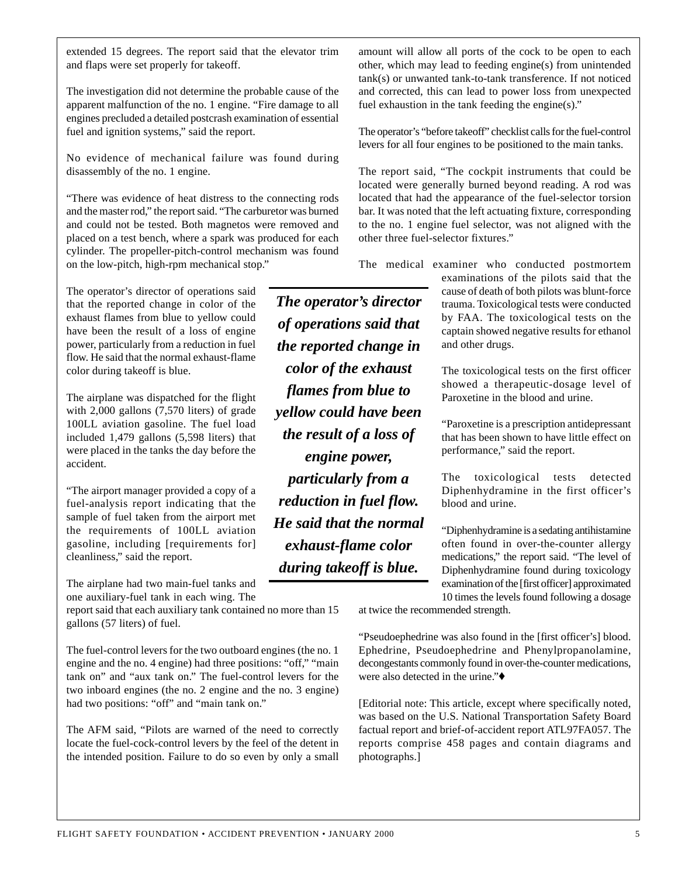extended 15 degrees. The report said that the elevator trim and flaps were set properly for takeoff.

The investigation did not determine the probable cause of the apparent malfunction of the no. 1 engine. "Fire damage to all engines precluded a detailed postcrash examination of essential fuel and ignition systems," said the report.

No evidence of mechanical failure was found during disassembly of the no. 1 engine.

"There was evidence of heat distress to the connecting rods and the master rod," the report said. "The carburetor was burned and could not be tested. Both magnetos were removed and placed on a test bench, where a spark was produced for each cylinder. The propeller-pitch-control mechanism was found on the low-pitch, high-rpm mechanical stop."

The operator's director of operations said that the reported change in color of the exhaust flames from blue to yellow could have been the result of a loss of engine power, particularly from a reduction in fuel flow. He said that the normal exhaust-flame color during takeoff is blue.

***The operator's director of operations said that the reported change in color of the exhaust flames from blue to yellow could have been the result of a loss of engine power, particularly from a reduction in fuel flow. He said that the normal exhaust-flame color during takeoff is blue.***

The airplane was dispatched for the flight with 2,000 gallons (7,570 liters) of grade 100LL aviation gasoline. The fuel load included 1,479 gallons (5,598 liters) that were placed in the tanks the day before the accident.

"The airport manager provided a copy of a fuel-analysis report indicating that the sample of fuel taken from the airport met the requirements of 100LL aviation gasoline, including [requirements for] cleanliness," said the report.

The airplane had two main-fuel tanks and one auxiliary-fuel tank in each wing. The report said that each auxiliary tank contained no more than 15 gallons (57 liters) of fuel.

The fuel-control levers for the two outboard engines (the no. 1 engine and the no. 4 engine) had three positions: "off," "main tank on" and "aux tank on." The fuel-control levers for the two inboard engines (the no. 2 engine and the no. 3 engine) had two positions: "off" and "main tank on."

The AFM said, "Pilots are warned of the need to correctly locate the fuel-cock-control levers by the feel of the detent in the intended position. Failure to do so even by only a small amount will allow all ports of the cock to be open to each other, which may lead to feeding engine(s) from unintended tank(s) or unwanted tank-to-tank transference. If not noticed and corrected, this can lead to power loss from unexpected fuel exhaustion in the tank feeding the engine(s)."

The operator's "before takeoff" checklist calls for the fuel-control levers for all four engines to be positioned to the main tanks.

The report said, "The cockpit instruments that could be located were generally burned beyond reading. A rod was located that had the appearance of the fuel-selector torsion bar. It was noted that the left actuating fixture, corresponding to the no. 1 engine fuel selector, was not aligned with the other three fuel-selector fixtures."

The medical examiner who conducted postmortem examinations of the pilots said that the cause of death of both pilots was blunt-force trauma. Toxicological tests were conducted by FAA. The toxicological tests on the captain showed negative results for ethanol and other drugs.

The toxicological tests on the first officer showed a therapeutic-dosage level of Paroxetine in the blood and urine.

"Paroxetine is a prescription antidepressant that has been shown to have little effect on performance," said the report.

The toxicological tests detected Diphenhydramine in the first officer's blood and urine.

"Diphenhydramine is a sedating antihistamine often found in over-the-counter allergy medications," the report said. "The level of Diphenhydramine found during toxicology examination of the [first officer] approximated 10 times the levels found following a dosage at twice the recommended strength.

"Pseudoephedrine was also found in the [first officer's] blood. Ephedrine, Pseudoephedrine and Phenylpropanolamine, decongestants commonly found in over-the-counter medications, were also detected in the urine."♦

[Editorial note: This article, except where specifically noted, was based on the U.S. National Transportation Safety Board factual report and brief-of-accident report ATL97FA057. The reports comprise 458 pages and contain diagrams and photographs.]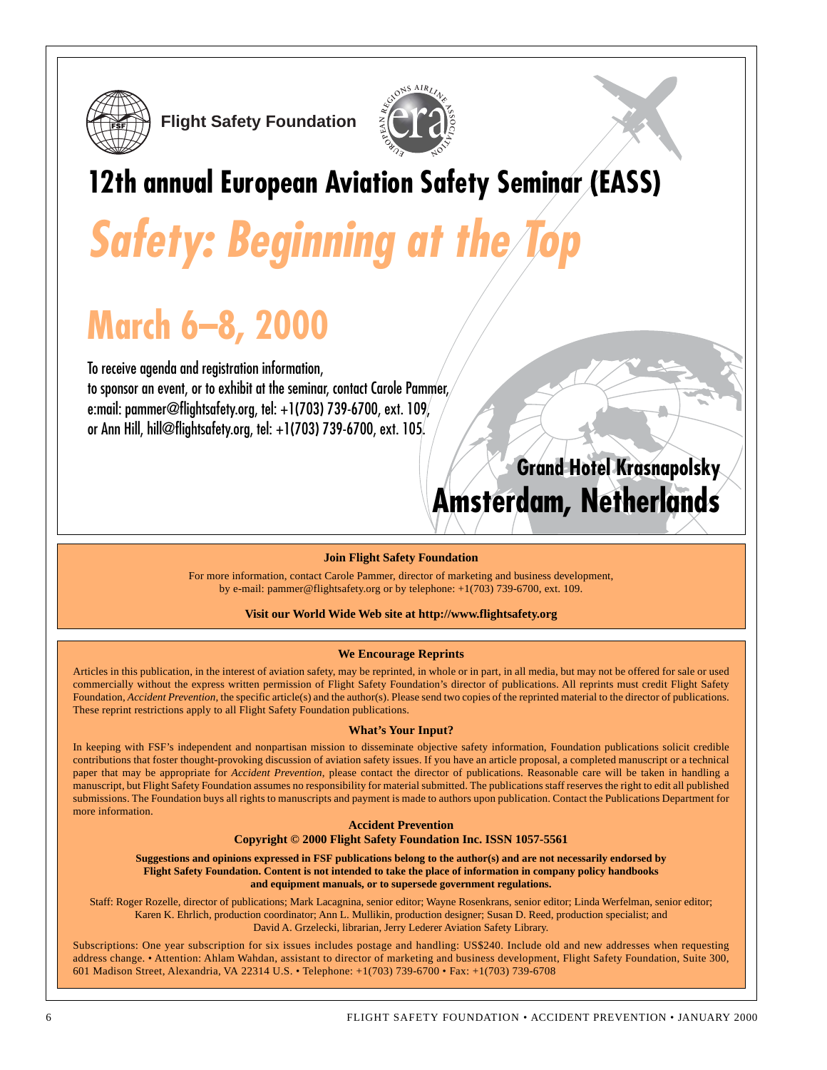Flight Safety Foundation

# 12th annual European Aviation Safety Seminar (EASS)

# *Safety: Beginning at the Top*

## March 6–8, 2000

To receive agenda and registration information,
to sponsor an event, or to exhibit at the seminar, contact Carole Pammer,
e:mail: pammer@flightsafety.org, tel: +1(703) 739-6700, ext. 109,
or Ann Hill, hill@flightsafety.org, tel: +1(703) 739-6700, ext. 105.

**Grand Hotel Krasnapolsky**

**Amsterdam, Netherlands**

---

**Join Flight Safety Foundation**

For more information, contact Carole Pammer, director of marketing and business development, by e-mail: pammer@flightsafety.org or by telephone: +1(703) 739-6700, ext. 109.

**Visit our World Wide Web site at http://www.flightsafety.org**

---

**We Encourage Reprints**

Articles in this publication, in the interest of aviation safety, may be reprinted, in whole or in part, in all media, but may not be offered for sale or used commercially without the express written permission of Flight Safety Foundation's director of publications. All reprints must credit Flight Safety Foundation, *Accident Prevention*, the specific article(s) and the author(s). Please send two copies of the reprinted material to the director of publications. These reprint restrictions apply to all Flight Safety Foundation publications.

**What's Your Input?**

In keeping with FSF's independent and nonpartisan mission to disseminate objective safety information, Foundation publications solicit credible contributions that foster thought-provoking discussion of aviation safety issues. If you have an article proposal, a completed manuscript or a technical paper that may be appropriate for *Accident Prevention*, please contact the director of publications. Reasonable care will be taken in handling a manuscript, but Flight Safety Foundation assumes no responsibility for material submitted. The publications staff reserves the right to edit all published submissions. The Foundation buys all rights to manuscripts and payment is made to authors upon publication. Contact the Publications Department for more information.

**Accident Prevention**

**Copyright © 2000 Flight Safety Foundation Inc. ISSN 1057-5561**

**Suggestions and opinions expressed in FSF publications belong to the author(s) and are not necessarily endorsed by Flight Safety Foundation. Content is not intended to take the place of information in company policy handbooks and equipment manuals, or to supersede government regulations.**

Staff: Roger Rozelle, director of publications; Mark Lacagnina, senior editor; Wayne Rosenkrans, senior editor; Linda Werfelman, senior editor; Karen K. Ehrlich, production coordinator; Ann L. Mullikin, production designer; Susan D. Reed, production specialist; and David A. Grzelecki, librarian, Jerry Lederer Aviation Safety Library.

Subscriptions: One year subscription for six issues includes postage and handling: US$240. Include old and new addresses when requesting address change. • Attention: Ahlam Wahdan, assistant to director of marketing and business development, Flight Safety Foundation, Suite 300, 601 Madison Street, Alexandria, VA 22314 U.S. • Telephone: +1(703) 739-6700 • Fax: +1(703) 739-6708